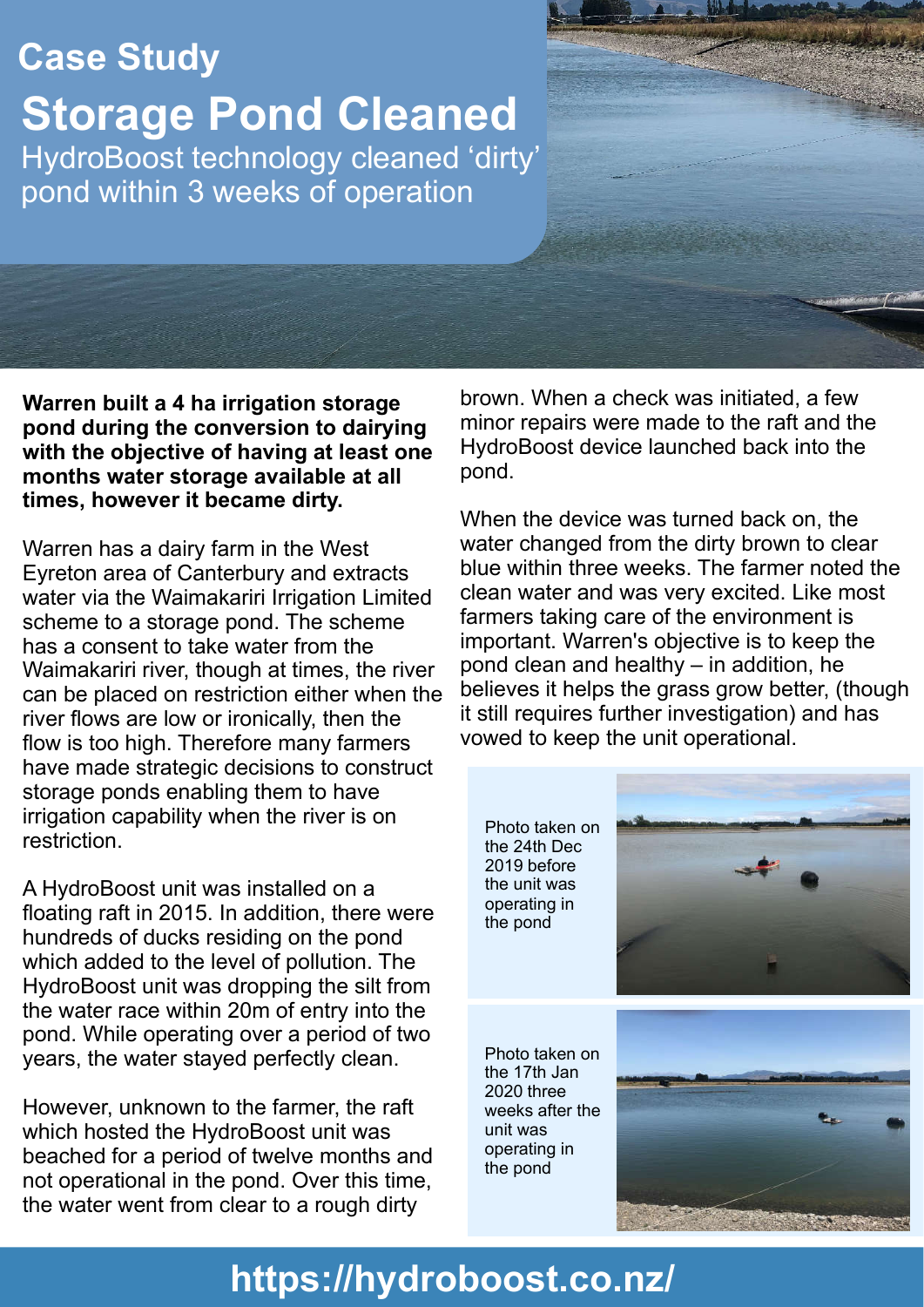Case Study

# Storage Pond Cleaned

HydroBoost technology cleaned 'dirty' pond within 3 weeks of operation

**Warren built a 4 ha irrigation storage pond during the conversion to dairying with the objective of having at least one months water storage available at all times, however it became dirty.**

Warren has a dairy farm in the West Eyreton area of Canterbury and extracts water via the Waimakariri Irrigation Limited scheme to a storage pond. The scheme has a consent to take water from the Waimakariri river, though at times, the river can be placed on restriction either when the river flows are low or ironically, then the flow is too high. Therefore many farmers have made strategic decisions to construct storage ponds enabling them to have irrigation capability when the river is on restriction.

A HydroBoost unit was installed on a floating raft in 2015. In addition, there were hundreds of ducks residing on the pond which added to the level of pollution. The HydroBoost unit was dropping the silt from the water race within 20m of entry into the pond. While operating over a period of two years, the water stayed perfectly clean.

However, unknown to the farmer, the raft which hosted the HydroBoost unit was beached for a period of twelve months and not operational in the pond. Over this time, the water went from clear to a rough dirty brown. When a check was initiated, a few minor repairs were made to the raft and the HydroBoost device launched back into the pond.

When the device was turned back on, the water changed from the dirty brown to clear blue within three weeks. The farmer noted the clean water and was very excited. Like most farmers taking care of the environment is important. Warren's objective is to keep the pond clean and healthy – in addition, he believes it helps the grass grow better, (though it still requires further investigation) and has vowed to keep the unit operational.

Photo taken on the 24th Dec 2019 before the unit was operating in the pond

Photo taken on the 17th Jan 2020 three weeks after the unit was operating in the pond

https://hydroboost.co.nz/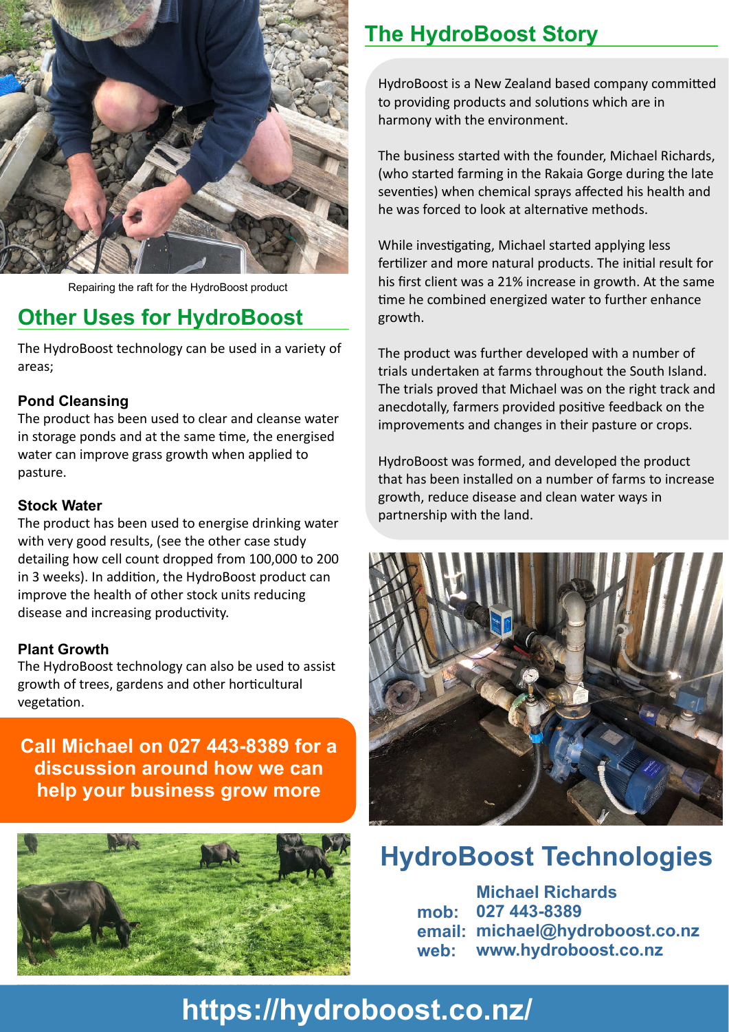Repairing the raft for the HydroBoost product

## Other Uses for HydroBoost

The HydroBoost technology can be used in a variety of areas;

**Pond Cleansing**
The product has been used to clear and cleanse water in storage ponds and at the same time, the energised water can improve grass growth when applied to pasture.

**Stock Water**
The product has been used to energise drinking water with very good results, (see the other case study detailing how cell count dropped from 100,000 to 200 in 3 weeks). In addition, the HydroBoost product can improve the health of other stock units reducing disease and increasing productivity.

**Plant Growth**
The HydroBoost technology can also be used to assist growth of trees, gardens and other horticultural vegetation.

**Call Michael on 027 443-8389 for a discussion around how we can help your business grow more**

## The HydroBoost Story

HydroBoost is a New Zealand based company committed to providing products and solutions which are in harmony with the environment.

The business started with the founder, Michael Richards, (who started farming in the Rakaia Gorge during the late seventies) when chemical sprays affected his health and he was forced to look at alternative methods.

While investigating, Michael started applying less fertilizer and more natural products. The initial result for his first client was a 21% increase in growth. At the same time he combined energized water to further enhance growth.

The product was further developed with a number of trials undertaken at farms throughout the South Island. The trials proved that Michael was on the right track and anecdotally, farmers provided positive feedback on the improvements and changes in their pasture or crops.

HydroBoost was formed, and developed the product that has been installed on a number of farms to increase growth, reduce disease and clean water ways in partnership with the land.

## HydroBoost Technologies

**Michael Richards**
**mob: 027 443-8389**
**email: michael@hydroboost.co.nz**
**web: www.hydroboost.co.nz**

**https://hydroboost.co.nz/**